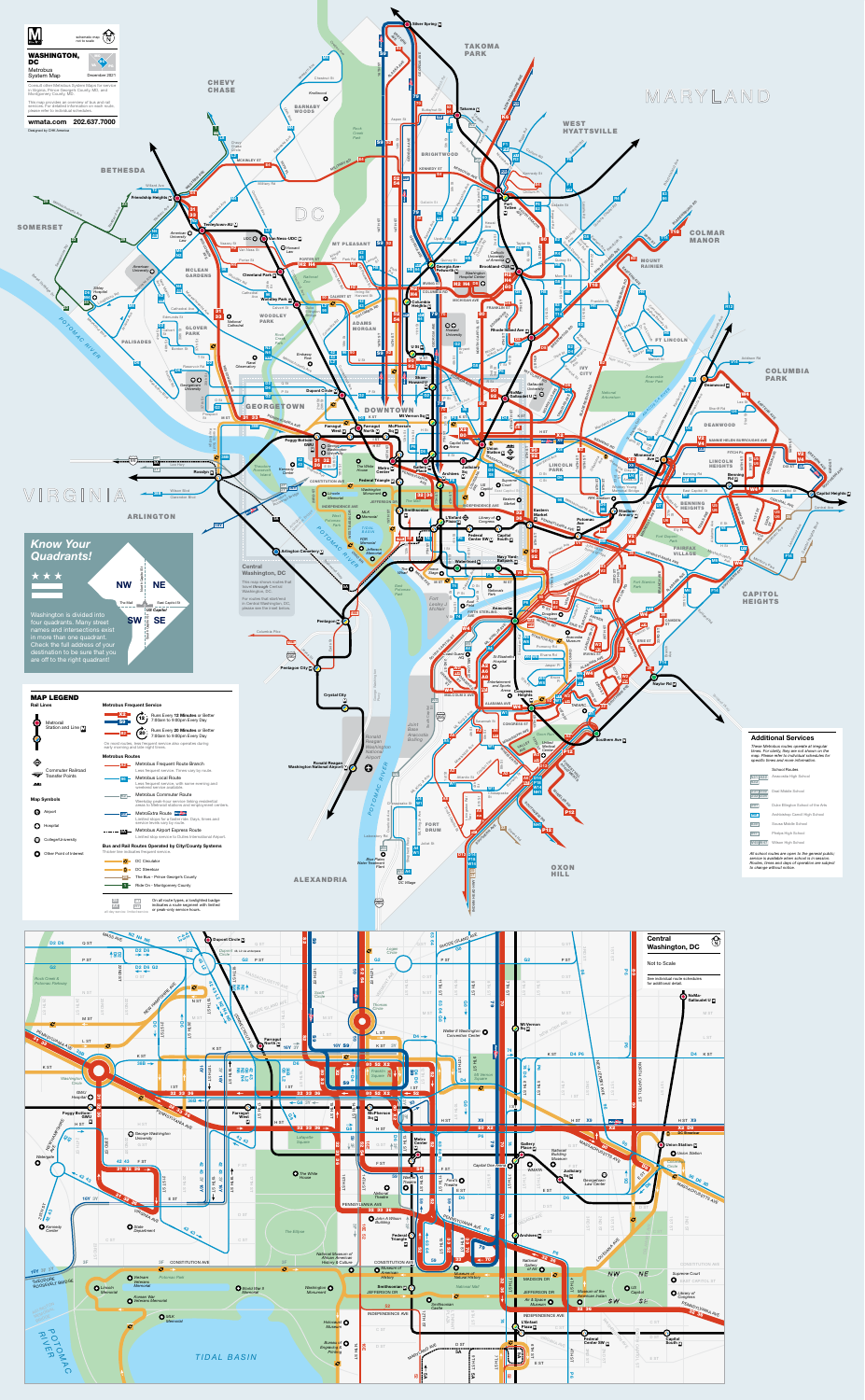# WASHINGTON, DC

Metrobus System Map

December 2021

Consult other Metrobus System Maps for service in Virginia, Prince George's County, MD, and Montgomery County, MD.

This map provides an overview of bus and rail services. For detailed information on each route, please refer to individual schedules.

wmata.com 202.637.7000

Designed by CHK America

schematic map not to scale

## Know Your Quadrants!

Washington is divided into four quadrants. Many street names and intersections exist in more than one quadrant. Check the full address of your destination to be sure that you are off to the right quadrant!

NW | NE

SW | SE

## MAP LEGEND

### Rail Lines

Metrorail Station and Line

Commuter Railroad Transfer Points

### Map Symbols

- Airport
- Hospital
- College/University
- Other Point of Interest

### Metrobus Frequent Service

Runs Every **12 Minutes** or Better 7:00am to 9:00pm Every Day

Runs Every **20 Minutes** or Better 7:00am to 9:00pm Every Day

On most routes, less frequent service also operates during early morning and late night times.

### Metrobus Routes

- Metrobus Frequent Route Branch — Less frequent service. Times vary by route.
- Metrobus Local Route — Less frequent service, with some evening and weekend service available.
- Metrobus Commuter Route — Weekday peak-hour service linking residential areas to Metrorail stations and employment centers.
- MetroExtra Route — Limited stops for a faster ride. Days, times and service levels vary by route.
- Metrobus Airport Express Route — Limited stop service to Dulles International Airport.

### Bus and Rail Routes Operated by City/County Systems

- DC Circulator
- DC Streetcar
- TheBus - Prince George's County
- Ride On - Montgomery County

On all route types, a lowlighted badge indicates a route segment with limited or peak-only service hours.

## Additional Services

These Metrobus routes operate at irregular times. For clarity, they are not shown on the map. Please refer to individual schedules for specific times and more information.

School Routes

- Anacostia High School
- Deal Middle School
- Duke Ellington School of the Arts
- Archbishop Carroll High School
- Sousa Middle School
- Phelps High School
- Wilson High School

All school routes are open to the general public; service is available when school is in session. Routes, times and days of operation are subject to change without notice.

## Central Washington, DC

This map shows routes that travel through Central Washington, DC.

For routes that start/end in Central Washington, DC, please see the inset below.

Not to Scale

See individual route schedules for additional detail.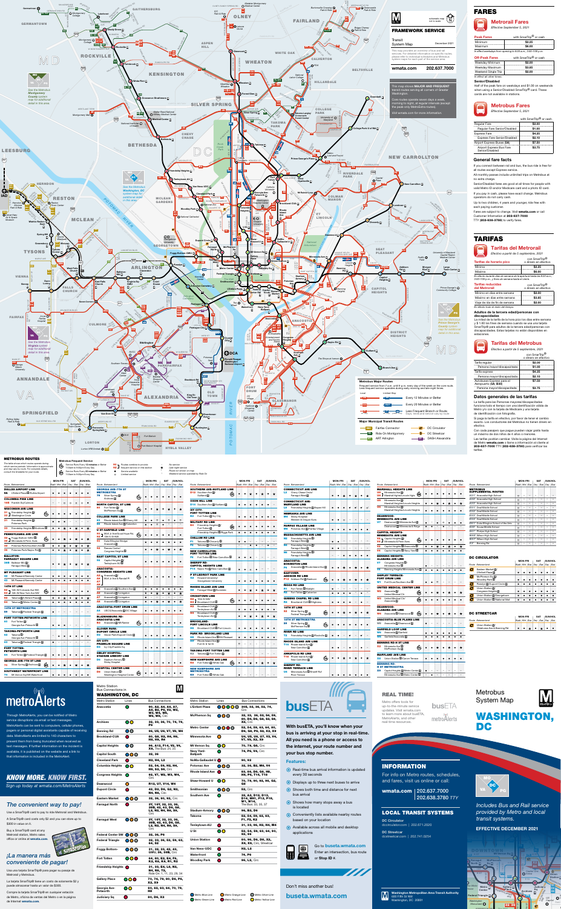# FARES

## Metrorail Fares

*Effective September 5, 2021*

| Peak Fares | with SmarTrip® or cash |
|---|---|
| Minimum | $2.25 |
| Maximum | $6.00 |

In effect weekdays from opening to 9:30 a.m., 3:00–7:00 p.m.

| Off-Peak Fares | with SmarTrip® or cash |
|---|---|
| Weekday Minimum | $2.00 |
| Weekday Maximum | $3.85 |
| Weekend Single Trip | $2.00 |

In effect all other times.

**Senior/Disabled**

Half of the peak fare on weekdays and $1.00 on weekends when using a Senior/Disabled SmarTrip® card. These cards are not available in stations.

## Metrobus Fares

*Effective September 5, 2021*

| | with SmarTrip® or cash |
|---|---|
| Regular Fare | $2.00 |
| Regular Fare Senior/Disabled | $1.00 |
| Express Fare | $4.25 |
| Express Fare Senior/Disabled | $2.10 |
| Airport Express Buses (5A) | $7.50 |
| Airport Express Bus Fare Senior/Disabled | $3.75 |

### General fare facts

If you connect between rail and bus, the bus ride is free for all routes except Express service.

All monthly passes include unlimited trips on Metrobus at no extra charge.

Senior/Disabled fares are good at all times for people with valid Metro ID and/or Medicare card and a photo ID card.

If you pay in cash, please have exact change. Metrobus operators do not carry cash.

Up to two children, 4 years and younger, ride free with each paying customer.

Fares are subject to change. Visit **wmata.com** or call Customer Information at **202-637-7000** TTY (**202-638-3780**) to verify fares.

# TARIFAS

## Tarifas del Metrorail

*Efectivo a partir de 5 septiembre, 2021*

| Tarifas de horario pico | con SmarTrip® o dinero en efectivo |
|---|---|
| Mínima | $2.25 |
| Máxima | $6.00 |

En efecto durante días de semana desde la apertura hasta las 9:30 a.m., 3:00–7:00 p.m. y fines de semana todo el día.

| Tarifas reducidas del Metrorail | con SmarTrip® o dinero en efectivo |
|---|---|
| Mínimo en días entre semana | $2.00 |
| Máximo en días entre semana | $3.85 |
| Viaje de tía de fin de semana | $2.00 |

En efecto todo el resto del tiempo.

**Adultos de la tercera edad/personas con discapacidades**

La mitad de la tarifa de la hora pico los días entre semana y $1.00 los fines de semana cuando se usa una tarjeta SmarTrip® para adultos de la tercera edad/personas con discapacidades. Estas tarjetas no están disponibles en estaciones.

## Tarifas del Metrobus

*Efectivo a partir 5 septiembre, 2021*

| | con SmarTrip® o dinero en efectivo |
|---|---|
| Tarifa regular | $2.00 |
| Persona mayor/discapacitada | $1.00 |
| Tarifa expresa | $4.25 |
| Persona mayor/discapacitada | $2.10 |
| Autobuses expresos para el Aeropuerto (5A, B30) | $7.50 |
| Persona mayor/discapacitada | $3.75 |

### Datos generales de las tarifas

La tarifa para las Personas mayores/discapacitadas funciona todo el tiempo con una identificación válida de Metro y/o con la tarjeta de Medicare y una tarjeta de identificación con fotografía.

Si paga la tarifa en efectivo, por favor de tener el cambio exacto. Los conductores del Metrobus no tienen dinero en efectivo.

Con cada pasajero que pague pueden viajar gratis hasta un máximo de dos niños de 4 años o menores.

Las tarifas podrían cambiar. Visite la página del internet de Metro **wmata.com** o llame a información al cliente al **202-637-7000** TTY (**202-638-3780**) para verificar las tarifas.

# FRAMEWORK SERVICE

Transit System Map — December 2021

This map provides an overview of bus and rail services. For detailed information on specific routes, please refer to individual schedules and Metrobus systems maps for each part of the service area.

wmata.com — 202.637.7000

This map shows **MAJOR AND FREQUENT** transit routes serving all corners of Greater Washington.

Color routes operate seven days a week, morning to night, at regular intervals (except the peak-only Metrorail Express routes).

Visit wmata.com for more information.

**Metrobus Major Routes**

Frequent service from 7 a.m. until 9 p.m. every day of the week on the core route. Less frequent service operates during early morning and late night times.

- Every 12 Minutes or Better
- Every 20 Minutes or Better
- Less Frequent Branch or Route (Days, times and service vary by route)

**Major Municipal Transit Routes**

- Fairfax Connector
- Ride On Montgomery
- ART Arlington
- DC Circulator
- DC Streetcar
- DASH Alexandria

## METROBUS ROUTES

The table shows which routes operate during which service periods. Refer to schedules and route maps for details. For complete details, consult the timetable for your route.

**Metrobus Frequent Service**

- Service Runs Every 12 minutes or Better 7:00am to 9:00pm Every Day
- Service Runs Every 20 minutes or Better 7:00am to 9:00pm Every Day
- Weekend 9:00pm Every Day

## DC CIRCULATOR

- Eastern Market – L'Enfant Plaza
- Georgetown – Union Station
- Woodley Park – Adams Morgan – McPherson Square
- Rosslyn – Dupont Circle
- Union Station – Navy Yard
- Congress Heights – Union Station
- Union Station – Georgetown
- Union Station – National Mall

## DC STREETCAR

- Union Station – Oklahoma Ave & Benning Rd

## Metro Station Bus Connections in WASHINGTON, DC

| Metro Station | Lines | Bus Connections |
|---|---|---|
| Anacostia | | 90, A2, A4, A6, A7, A8, B2, P6, V2, W2, W3, W4, W6, W8, W9, Circ |
| Archives | | 32, 33, 36, 70, 74, 79, P6 |
| Benning Rd | | 96, U5, U6, U7, W4, W4 |
| Brookland-CUA | | 80, G8, H2, H6, H8, H6, R4 |
| Capitol Heights | | 96, A12, F14, V2, V4, X9, The Bus: 20, 25 |
| Capitol South | | 32, 36 |
| Cleveland Park | | H2, H4, L2 |
| Columbia Heights | | 52, 54, 59, H1, H4, H8, S2, S9, Circ |
| Congress Heights | | 92, W7, W2, W3, W4, Circ |
| Deanwood | | R12, U7, V14, W4 |
| Dupont Circle | | 42, D2, D6, G2, N2, N4, N6, Circ |
| Eastern Market | | 32, 36, 90, 92, Circ |
| Farragut North | | 3Y, 16Y, 32, 33, 36, 38B, 42, 43, D5, G6, L2, N2, N4, N6, S2, S9, Circ |
| Farragut West | | 3Y, 16Y, 32, 33, 36, 38B, 42, 43, D5, G6, L2, N2, N4, N6, S9, Circ |
| Federal Center SW | | 32, 36, P6 |
| Federal Triangle | | 32, 36, 52, 59, 63, 64, 52 |
| Foggy Bottom | | 31, 32, 33, 42, 43, GWU, 38, 38B, Circ |
| Fort Totten | | 64, 80, E2, E4, F4, K2, K6, K9, R1, R2 |
| Friendship Heights | | 31, 33, E4, L8, N2, N4, N6, T2, Ride On: 1, 11, 23, 29, 34 |
| Gallery Place | | 70, 74, 79, 80, D6, P6, X2, X9 |
| Georgia Ave-Petworth | | 60, 62, 63, 64, 70, 79, H8 |
| Judiciary Sq | | 80, D6, X2 |
| L'Enfant Plaza | | 30S, 32, 36, 52, 74, P6, Circ |
| McPherson Sq | | 32, 33, 36, 52, 54, 59, 80, D4, D6, G8, 52, S9, X2, Circ |
| Metro Center | | 32, 54, 59, 63, 64, 80, D6, G8, P6, 52, X2, X9 |
| Minnesota Ave | | U4, U5, U6, U7, V2, V4, V7, V8, X2, X9 |
| Mt Vernon Sq | | 70, 79, G8, Circ |
| Navy Yard-Ballpark | | 74, P6, V4, Circ |
| NoMa-Gallaudet U | | 90, 92 |
| Potomac Ave | | 32, 36, B2, M6, V4 |
| Rhode Island Ave | | 83, 86, D8, G8, H6, H9, P6, T14, T18 |
| Shaw-Howard U | | 70, 79, 90, 92, 96, G2, G8 |
| Smithsonian | | 52, Circ |
| Southern Ave | | 32, A2, D12, D13, D14, NH1, P12, P18, W1, W14, The Bus: 20, 35, 37 |
| Stadium-Armory | | 96, B2, D6 |
| Takoma | | 52, 54, 59, 62, 63, F1, F2, K2 |
| Tenleytown-AU | | 31, 33, 96, H2, H4, M4 |
| U St | | 52, 54, 59, 90, 92, 96 |
| Union Station | | 80, 96, D6, D8, X2, X8, X9, Circ, Streetcar |
| Van Ness-UDC | | H2, L2 |
| Waterfront | | 74, P6 |
| Woodley Park | | 96, L2, Circ |

Metro Blue Line · Metro Orange Line · Metro Silver Line · Metro Green Line · Metro Red Line · Metro Yellow Line

# metroAlerts

Through MetroAlerts, you can be notified of Metro service disruptions via email or text messages. MetroAlerts can be sent to computers, cellular phones, pagers or personal digital assistants capable of receiving text messages. If further information on the incident is available, it is published on the website and a link to that information is included in the MetroAlert.

**KNOW MORE. KNOW FIRST.**

Sign up today at wmata.com/MetroAlerts

## The convenient way to pay!

Use a SmarTrip® card to pay to ride Metrorail and Metrobus.

A SmarTrip® card costs only $2 and you can store up to $300 in value on it.

Buy a SmarTrip® card at any Metrorail station, Metro sales office or online at **wmata.com**.

## ¡La manera más conveniente de pagar!

Usa una tarjeta SmarTrip® para pagar tu pasaje de Metrorail y Metrobus.

La tarjeta SmarTrip® tiene un costo de solamente $2 y puede almacenar hasta un valor de $300.

Compre la tarjeta SmarTrip® en cualquier estación de Metro, oficinas de ventas del Metro o en la página de internet **wmata.com**.

# busETA

**With busETA, you'll know when your bus is arriving at your stop in real-time. All you need is a phone or access to the internet, your route number and your bus stop number.**

**Features:**

- Real-time bus arrival information is updated every 30 seconds
- Displays up to three next buses to arrive
- Shows both time and distance for next bus arrival
- Shows how many stops away a bus is located
- Conveniently lists available nearby routes based on your location
- Available across all mobile and desktop applications

Go to **buseta.wmata.com**. Enter an intersection, bus route or **Stop ID #**.

Don't miss another bus!

**buseta.wmata.com**

## REAL TIME!

Metro offers tools for up-to-the-minute service updates. Visit wmata.com to learn more about busETA, MetroAlerts, and other real-time resources.

## INFORMATION

For info on Metro routes, schedules, and fares, visit us online or call:

**wmata.com** | 202.637.7000 | 202.638.3780 TTY

## LOCAL TRANSIT SYSTEMS

**DC Circulator** — dccirculator.com | 202.671.2020

**DC Streetcar** — dcstreetcar.com | 202.741.0254

Washington Metropolitan Area Transit Authority
600 Fifth St NW
Washington, DC 20001

# Metrobus System Map

# WASHINGTON, DC

Includes Bus and Rail service provided by Metro and local transit systems.

**EFFECTIVE DECEMBER 2021**